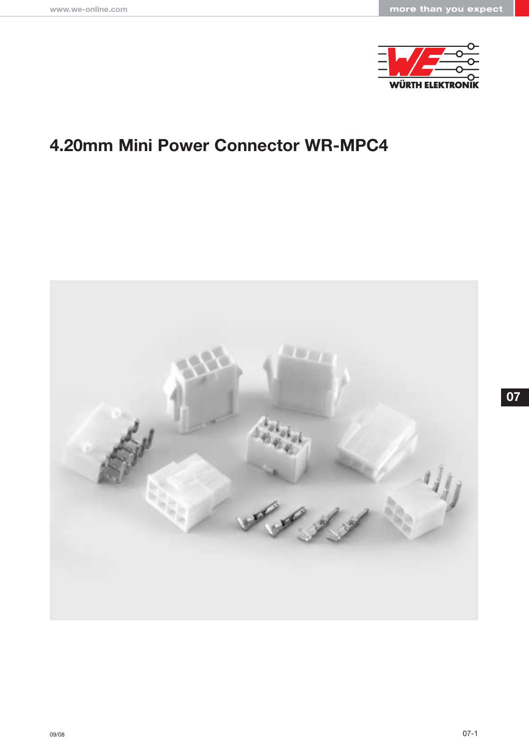# 4.20mm Mini Power Connector WR-MPC4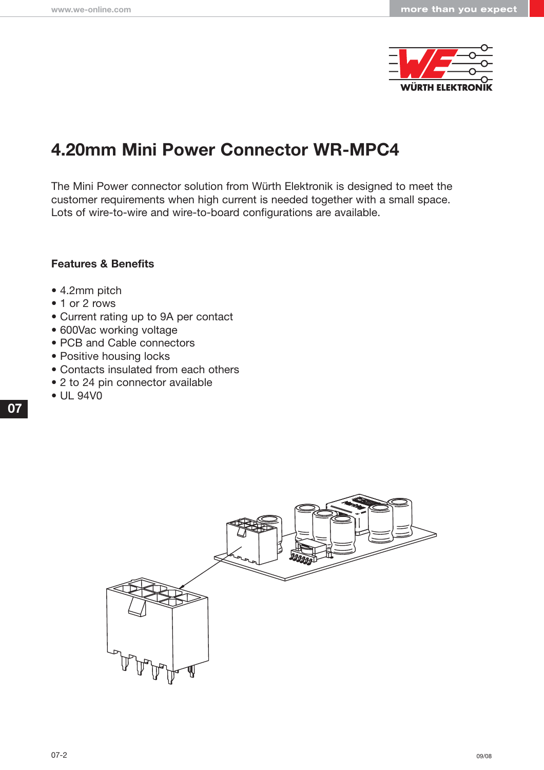# 4.20mm Mini Power Connector WR-MPC4

The Mini Power connector solution from Würth Elektronik is designed to meet the customer requirements when high current is needed together with a small space. Lots of wire-to-wire and wire-to-board configurations are available.

## Features & Benefits

- 4.2mm pitch
- 1 or 2 rows
- Current rating up to 9A per contact
- 600Vac working voltage
- PCB and Cable connectors
- Positive housing locks
- Contacts insulated from each others
- 2 to 24 pin connector available
- UL 94V0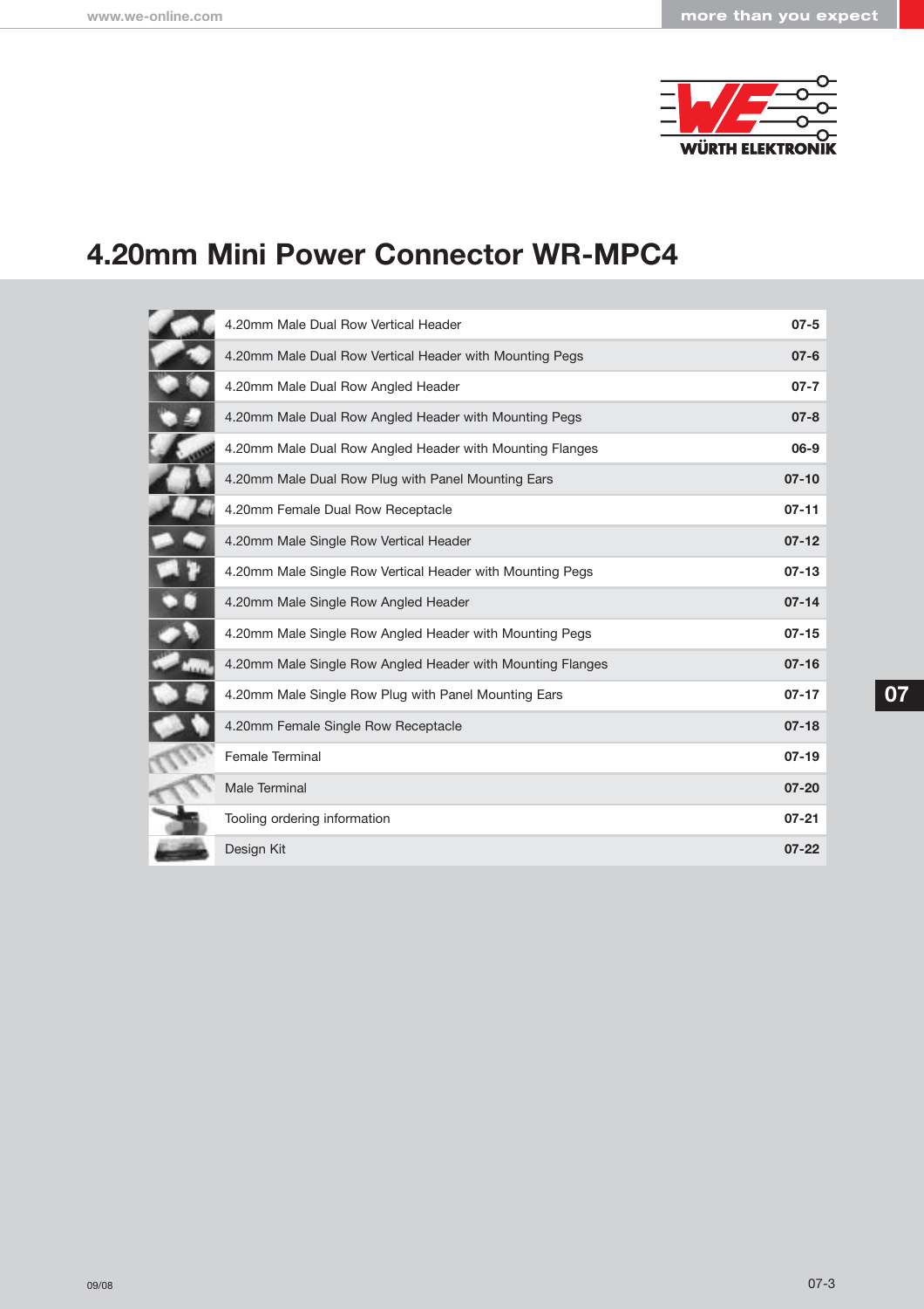# 4.20mm Mini Power Connector WR-MPC4

| | |
|---|---|
| 4.20mm Male Dual Row Vertical Header | 07-5 |
| 4.20mm Male Dual Row Vertical Header with Mounting Pegs | 07-6 |
| 4.20mm Male Dual Row Angled Header | 07-7 |
| 4.20mm Male Dual Row Angled Header with Mounting Pegs | 07-8 |
| 4.20mm Male Dual Row Angled Header with Mounting Flanges | 06-9 |
| 4.20mm Male Dual Row Plug with Panel Mounting Ears | 07-10 |
| 4.20mm Female Dual Row Receptacle | 07-11 |
| 4.20mm Male Single Row Vertical Header | 07-12 |
| 4.20mm Male Single Row Vertical Header with Mounting Pegs | 07-13 |
| 4.20mm Male Single Row Angled Header | 07-14 |
| 4.20mm Male Single Row Angled Header with Mounting Pegs | 07-15 |
| 4.20mm Male Single Row Angled Header with Mounting Flanges | 07-16 |
| 4.20mm Male Single Row Plug with Panel Mounting Ears | 07-17 |
| 4.20mm Female Single Row Receptacle | 07-18 |
| Female Terminal | 07-19 |
| Male Terminal | 07-20 |
| Tooling ordering information | 07-21 |
| Design Kit | 07-22 |

09/08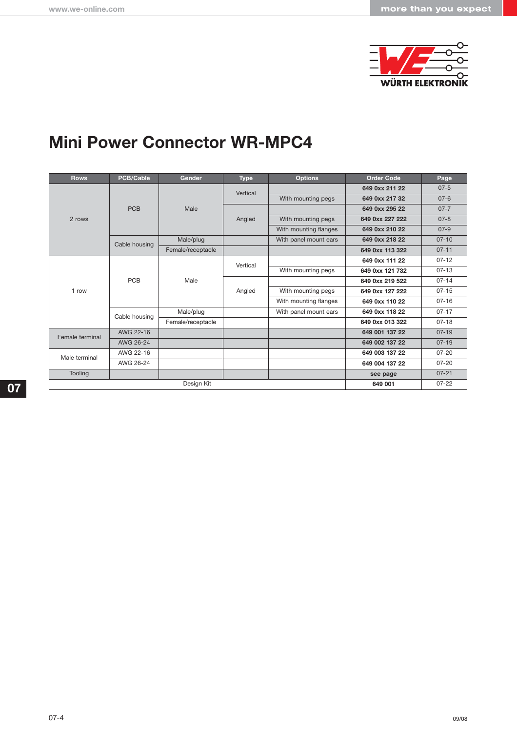# Mini Power Connector WR-MPC4

| Rows | PCB/Cable | Gender | Type | Options | Order Code | Page |
|---|---|---|---|---|---|---|
| 2 rows | PCB | Male | Vertical | | **649 0xx 211 22** | 07-5 |
| | | | | With mounting pegs | **649 0xx 217 32** | 07-6 |
| | | | Angled | | **649 0xx 295 22** | 07-7 |
| | | | | With mounting pegs | **649 0xx 227 222** | 07-8 |
| | | | | With mounting flanges | **649 0xx 210 22** | 07-9 |
| | Cable housing | Male/plug | | With panel mount ears | **649 0xx 218 22** | 07-10 |
| | | Female/receptacle | | | **649 0xx 113 322** | 07-11 |
| 1 row | PCB | Male | Vertical | | **649 0xx 111 22** | 07-12 |
| | | | | With mounting pegs | **649 0xx 121 732** | 07-13 |
| | | | Angled | | **649 0xx 219 522** | 07-14 |
| | | | | With mounting pegs | **649 0xx 127 222** | 07-15 |
| | | | | With mounting flanges | **649 0xx 110 22** | 07-16 |
| | Cable housing | Male/plug | | With panel mount ears | **649 0xx 118 22** | 07-17 |
| | | Female/receptacle | | | **649 0xx 013 322** | 07-18 |
| Female terminal | AWG 22-16 | | | | **649 001 137 22** | 07-19 |
| | AWG 26-24 | | | | **649 002 137 22** | 07-19 |
| Male terminal | AWG 22-16 | | | | **649 003 137 22** | 07-20 |
| | AWG 26-24 | | | | **649 004 137 22** | 07-20 |
| Tooling | | | | | **see page** | 07-21 |
| Design Kit | | | | | **649 001** | 07-22 |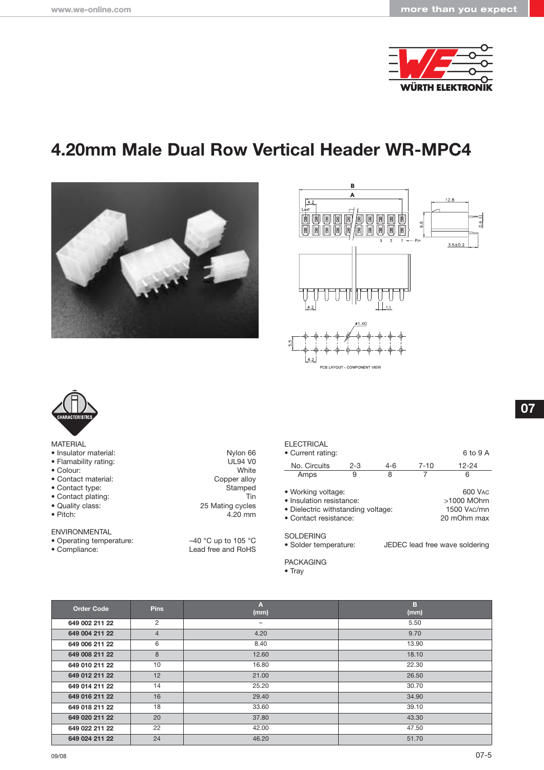# 4.20mm Male Dual Row Vertical Header WR-MPC4

B

A

4.2

Last

3 2 1 Pin

9.6

12.8

0.6

3.5±0.2

4.2

1.1

ø1.40

5.5

4.2

PCB LAYOUT - COMPONENT VIEW

CHARACTERISTICS

MATERIAL

- Insulator material: Nylon 66
- Flamability rating: UL94 V0
- Colour: White
- Contact material: Copper alloy
- Contact type: Stamped
- Contact plating: Tin
- Quality class: 25 Mating cycles
- Pitch: 4.20 mm

ENVIRONMENTAL

- Operating temperature: –40 °C up to 105 °C
- Compliance: Lead free and RoHS

ELECTRICAL

- Current rating: 6 to 9 A

| No. Circuits | 2-3 | 4-6 | 7-10 | 12-24 |
|---|---|---|---|---|
| Amps | 9 | 8 | 7 | 6 |

- Working voltage: 600 VAC
- Insulation resistance: >1000 MOhm
- Dielectric withstanding voltage: 1500 VAC/mn
- Contact resistance: 20 mOhm max

SOLDERING

- Solder temperature: JEDEC lead free wave soldering

PACKAGING

- Tray

| Order Code | Pins | A (mm) | B (mm) |
|---|---|---|---|
| **649 002 211 22** | 2 | – | 5.50 |
| **649 004 211 22** | 4 | 4.20 | 9.70 |
| **649 006 211 22** | 6 | 8.40 | 13.90 |
| **649 008 211 22** | 8 | 12.60 | 18.10 |
| **649 010 211 22** | 10 | 16.80 | 22.30 |
| **649 012 211 22** | 12 | 21.00 | 26.50 |
| **649 014 211 22** | 14 | 25.20 | 30.70 |
| **649 016 211 22** | 16 | 29.40 | 34.90 |
| **649 018 211 22** | 18 | 33.60 | 39.10 |
| **649 020 211 22** | 20 | 37.80 | 43.30 |
| **649 022 211 22** | 22 | 42.00 | 47.50 |
| **649 024 211 22** | 24 | 46.20 | 51.70 |

09/08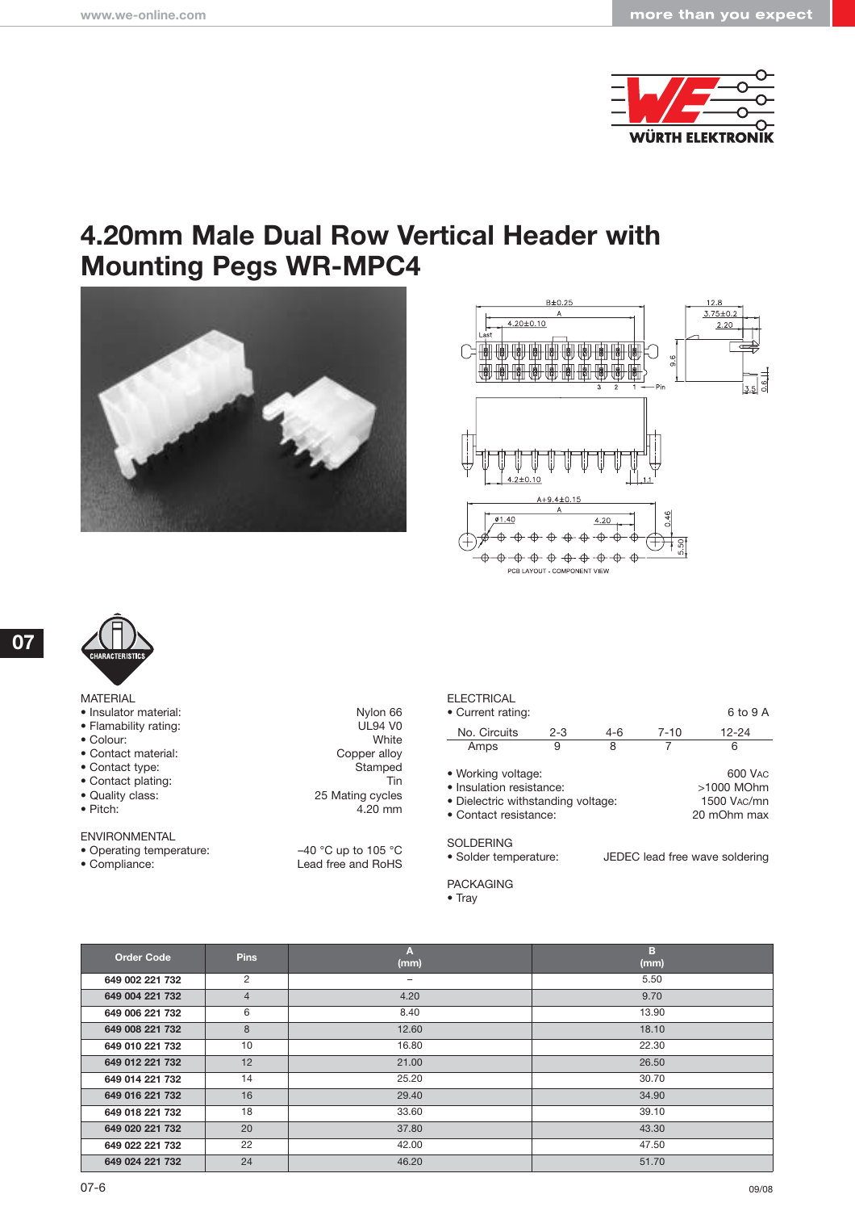# 4.20mm Male Dual Row Vertical Header with Mounting Pegs WR-MPC4

MATERIAL
- Insulator material: Nylon 66
- Flamability rating: UL94 V0
- Colour: White
- Contact material: Copper alloy
- Contact type: Stamped
- Contact plating: Tin
- Quality class: 25 Mating cycles
- Pitch: 4.20 mm

ENVIRONMENTAL
- Operating temperature: –40 °C up to 105 °C
- Compliance: Lead free and RoHS

ELECTRICAL
- Current rating: 6 to 9 A

| No. Circuits | 2-3 | 4-6 | 7-10 | 12-24 |
|---|---|---|---|---|
| Amps | 9 | 8 | 7 | 6 |

- Working voltage: 600 VAC
- Insulation resistance: >1000 MOhm
- Dielectric withstanding voltage: 1500 VAC/mn
- Contact resistance: 20 mOhm max

SOLDERING
- Solder temperature: JEDEC lead free wave soldering

PACKAGING
- Tray

| Order Code | Pins | A (mm) | B (mm) |
|---|---|---|---|
| 649 002 221 732 | 2 | – | 5.50 |
| 649 004 221 732 | 4 | 4.20 | 9.70 |
| 649 006 221 732 | 6 | 8.40 | 13.90 |
| 649 008 221 732 | 8 | 12.60 | 18.10 |
| 649 010 221 732 | 10 | 16.80 | 22.30 |
| 649 012 221 732 | 12 | 21.00 | 26.50 |
| 649 014 221 732 | 14 | 25.20 | 30.70 |
| 649 016 221 732 | 16 | 29.40 | 34.90 |
| 649 018 221 732 | 18 | 33.60 | 39.10 |
| 649 020 221 732 | 20 | 37.80 | 43.30 |
| 649 022 221 732 | 22 | 42.00 | 47.50 |
| 649 024 221 732 | 24 | 46.20 | 51.70 |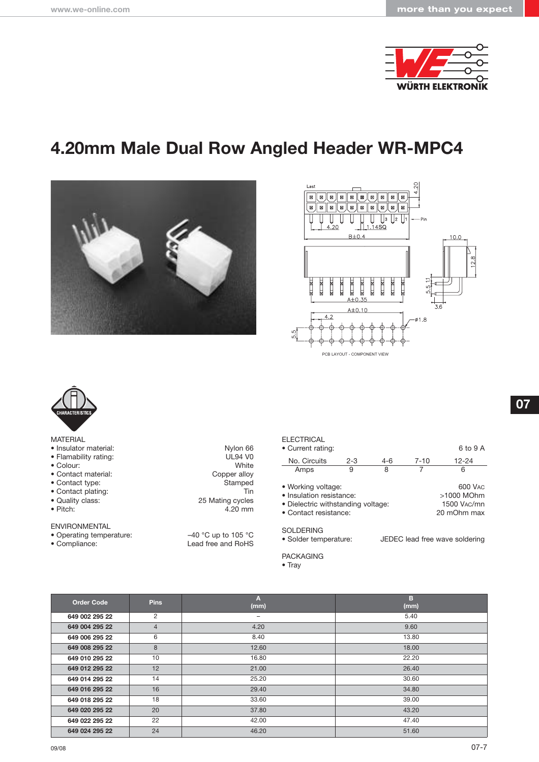# 4.20mm Male Dual Row Angled Header WR-MPC4

PCB LAYOUT - COMPONENT VIEW

CHARACTERISTICS

MATERIAL

- Insulator material: Nylon 66
- Flamability rating: UL94 V0
- Colour: White
- Contact material: Copper alloy
- Contact type: Stamped
- Contact plating: Tin
- Quality class: 25 Mating cycles
- Pitch: 4.20 mm

ENVIRONMENTAL

- Operating temperature: –40 °C up to 105 °C
- Compliance: Lead free and RoHS

ELECTRICAL

- Current rating: 6 to 9 A

| No. Circuits | 2-3 | 4-6 | 7-10 | 12-24 |
|---|---|---|---|---|
| Amps | 9 | 8 | 7 | 6 |

- Working voltage: 600 VAC
- Insulation resistance: >1000 MOhm
- Dielectric withstanding voltage: 1500 VAC/mn
- Contact resistance: 20 mOhm max

SOLDERING

- Solder temperature: JEDEC lead free wave soldering

PACKAGING

- Tray

| Order Code | Pins | A (mm) | B (mm) |
|---|---|---|---|
| **649 002 295 22** | 2 | – | 5.40 |
| **649 004 295 22** | 4 | 4.20 | 9.60 |
| **649 006 295 22** | 6 | 8.40 | 13.80 |
| **649 008 295 22** | 8 | 12.60 | 18.00 |
| **649 010 295 22** | 10 | 16.80 | 22.20 |
| **649 012 295 22** | 12 | 21.00 | 26.40 |
| **649 014 295 22** | 14 | 25.20 | 30.60 |
| **649 016 295 22** | 16 | 29.40 | 34.80 |
| **649 018 295 22** | 18 | 33.60 | 39.00 |
| **649 020 295 22** | 20 | 37.80 | 43.20 |
| **649 022 295 22** | 22 | 42.00 | 47.40 |
| **649 024 295 22** | 24 | 46.20 | 51.60 |

09/08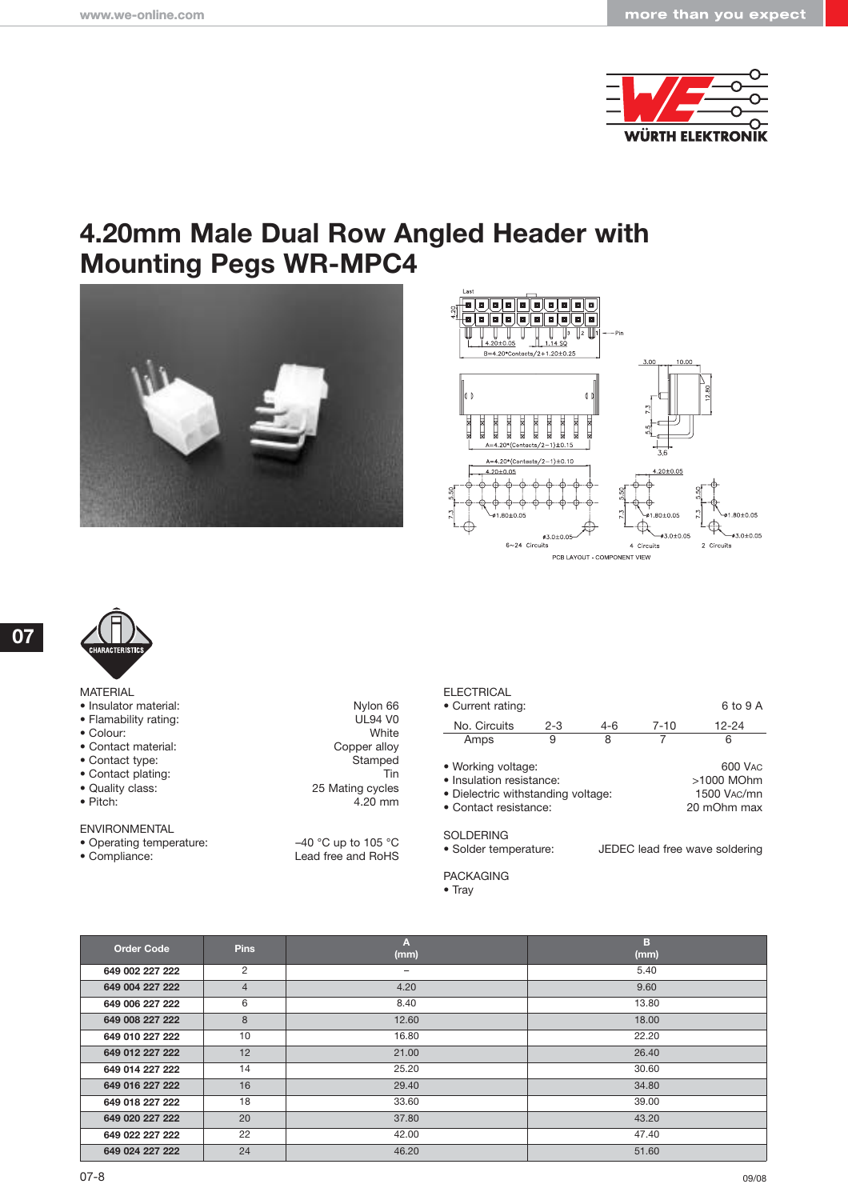# 4.20mm Male Dual Row Angled Header with Mounting Pegs WR-MPC4

CHARACTERISTICS

MATERIAL
- Insulator material: Nylon 66
- Flamability rating: UL94 V0
- Colour: White
- Contact material: Copper alloy
- Contact type: Stamped
- Contact plating: Tin
- Quality class: 25 Mating cycles
- Pitch: 4.20 mm

ENVIRONMENTAL
- Operating temperature: –40 °C up to 105 °C
- Compliance: Lead free and RoHS

ELECTRICAL
- Current rating: 6 to 9 A

| No. Circuits | 2-3 | 4-6 | 7-10 | 12-24 |
|---|---|---|---|---|
| Amps | 9 | 8 | 7 | 6 |

- Working voltage: 600 VAC
- Insulation resistance: >1000 MOhm
- Dielectric withstanding voltage: 1500 VAC/mn
- Contact resistance: 20 mOhm max

SOLDERING
- Solder temperature: JEDEC lead free wave soldering

PACKAGING
- Tray

| Order Code | Pins | A (mm) | B (mm) |
|---|---|---|---|
| **649 002 227 222** | 2 | – | 5.40 |
| **649 004 227 222** | 4 | 4.20 | 9.60 |
| **649 006 227 222** | 6 | 8.40 | 13.80 |
| **649 008 227 222** | 8 | 12.60 | 18.00 |
| **649 010 227 222** | 10 | 16.80 | 22.20 |
| **649 012 227 222** | 12 | 21.00 | 26.40 |
| **649 014 227 222** | 14 | 25.20 | 30.60 |
| **649 016 227 222** | 16 | 29.40 | 34.80 |
| **649 018 227 222** | 18 | 33.60 | 39.00 |
| **649 020 227 222** | 20 | 37.80 | 43.20 |
| **649 022 227 222** | 22 | 42.00 | 47.40 |
| **649 024 227 222** | 24 | 46.20 | 51.60 |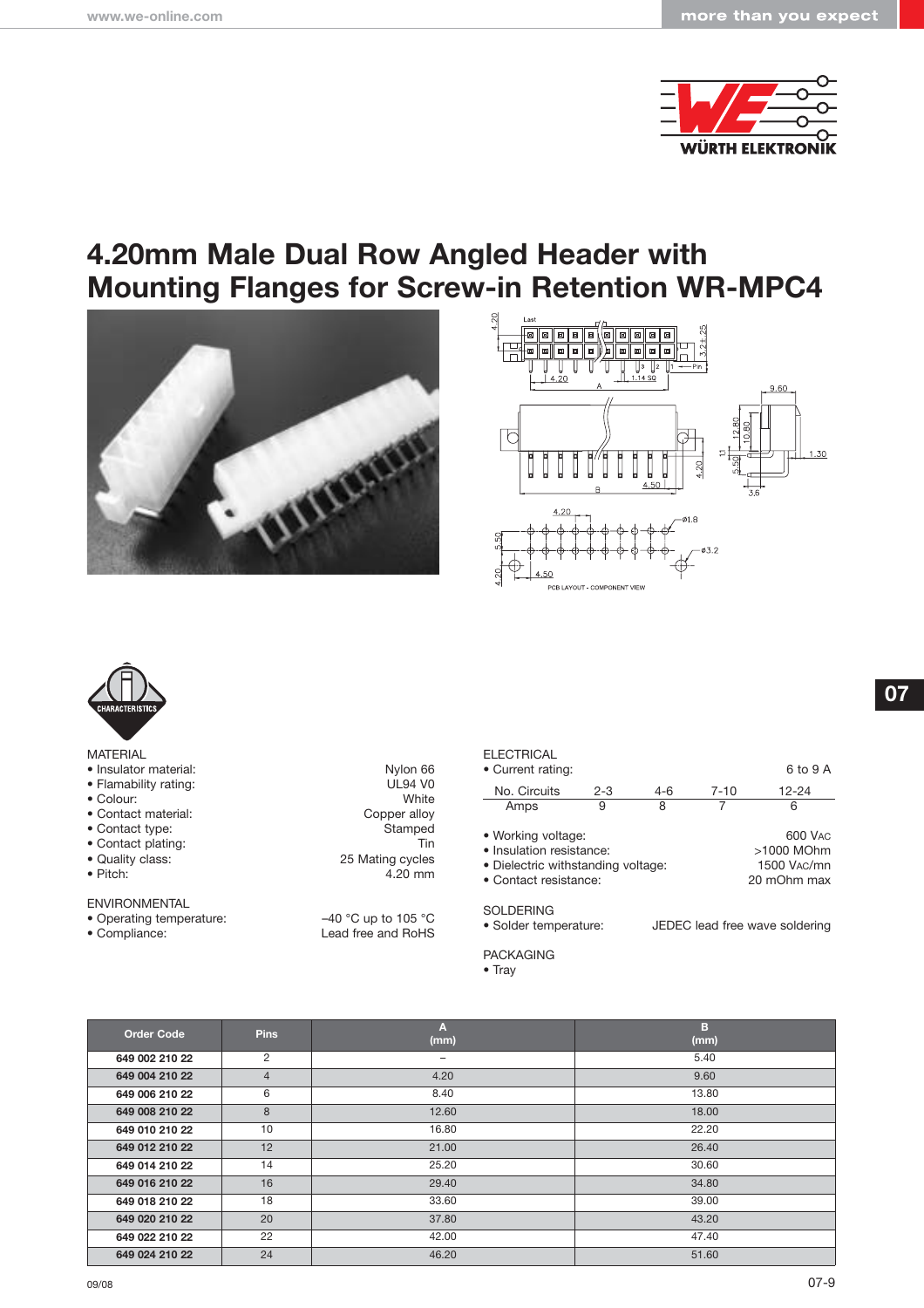# 4.20mm Male Dual Row Angled Header with Mounting Flanges for Screw-in Retention WR-MPC4

CHARACTERISTICS

MATERIAL

- Insulator material: Nylon 66
- Flamability rating: UL94 V0
- Colour: White
- Contact material: Copper alloy
- Contact type: Stamped
- Contact plating: Tin
- Quality class: 25 Mating cycles
- Pitch: 4.20 mm

ENVIRONMENTAL

- Operating temperature: –40 °C up to 105 °C
- Compliance: Lead free and RoHS

ELECTRICAL

- Current rating: 6 to 9 A

| No. Circuits | 2-3 | 4-6 | 7-10 | 12-24 |
|---|---|---|---|---|
| Amps | 9 | 8 | 7 | 6 |

- Working voltage: 600 VAC
- Insulation resistance: >1000 MOhm
- Dielectric withstanding voltage: 1500 VAC/mn
- Contact resistance: 20 mOhm max

SOLDERING

- Solder temperature: JEDEC lead free wave soldering

PACKAGING

- Tray

| Order Code | Pins | A (mm) | B (mm) |
|---|---|---|---|
| 649 002 210 22 | 2 | – | 5.40 |
| 649 004 210 22 | 4 | 4.20 | 9.60 |
| 649 006 210 22 | 6 | 8.40 | 13.80 |
| 649 008 210 22 | 8 | 12.60 | 18.00 |
| 649 010 210 22 | 10 | 16.80 | 22.20 |
| 649 012 210 22 | 12 | 21.00 | 26.40 |
| 649 014 210 22 | 14 | 25.20 | 30.60 |
| 649 016 210 22 | 16 | 29.40 | 34.80 |
| 649 018 210 22 | 18 | 33.60 | 39.00 |
| 649 020 210 22 | 20 | 37.80 | 43.20 |
| 649 022 210 22 | 22 | 42.00 | 47.40 |
| 649 024 210 22 | 24 | 46.20 | 51.60 |

09/08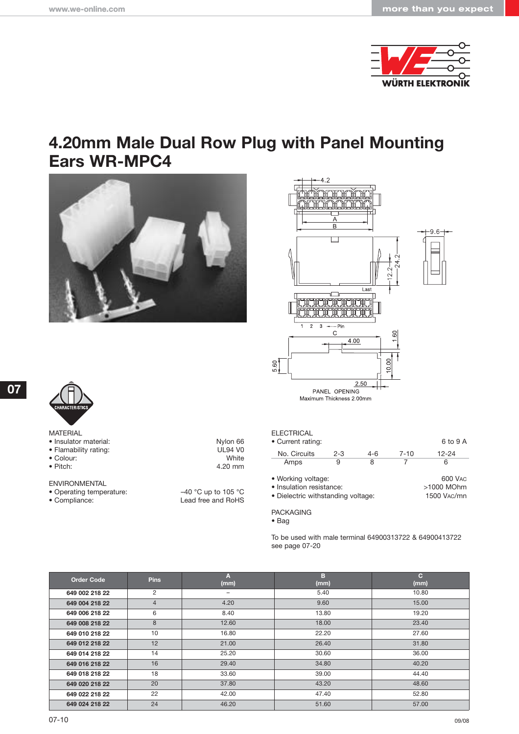# 4.20mm Male Dual Row Plug with Panel Mounting Ears WR-MPC4

4.2

A

B

9.6

12.2

24.2

Last

1 2 3 Pin

C

4.00

1.60

5.60

10.00

2.50

PANEL OPENING
Maximum Thickness 2.00mm

CHARACTERISTICS

MATERIAL

- Insulator material: Nylon 66
- Flamability rating: UL94 V0
- Colour: White
- Pitch: 4.20 mm

ENVIRONMENTAL

- Operating temperature: –40 °C up to 105 °C
- Compliance: Lead free and RoHS

ELECTRICAL

- Current rating: 6 to 9 A

| No. Circuits | 2-3 | 4-6 | 7-10 | 12-24 |
|---|---|---|---|---|
| Amps | 9 | 8 | 7 | 6 |

- Working voltage: 600 VAC
- Insulation resistance: >1000 MOhm
- Dielectric withstanding voltage: 1500 VAC/mn

PACKAGING

- Bag

To be used with male terminal 64900313722 & 64900413722 see page 07-20

| Order Code | Pins | A (mm) | B (mm) | C (mm) |
|---|---|---|---|---|
| **649 002 218 22** | 2 | – | 5.40 | 10.80 |
| **649 004 218 22** | 4 | 4.20 | 9.60 | 15.00 |
| **649 006 218 22** | 6 | 8.40 | 13.80 | 19.20 |
| **649 008 218 22** | 8 | 12.60 | 18.00 | 23.40 |
| **649 010 218 22** | 10 | 16.80 | 22.20 | 27.60 |
| **649 012 218 22** | 12 | 21.00 | 26.40 | 31.80 |
| **649 014 218 22** | 14 | 25.20 | 30.60 | 36.00 |
| **649 016 218 22** | 16 | 29.40 | 34.80 | 40.20 |
| **649 018 218 22** | 18 | 33.60 | 39.00 | 44.40 |
| **649 020 218 22** | 20 | 37.80 | 43.20 | 48.60 |
| **649 022 218 22** | 22 | 42.00 | 47.40 | 52.80 |
| **649 024 218 22** | 24 | 46.20 | 51.60 | 57.00 |

09/08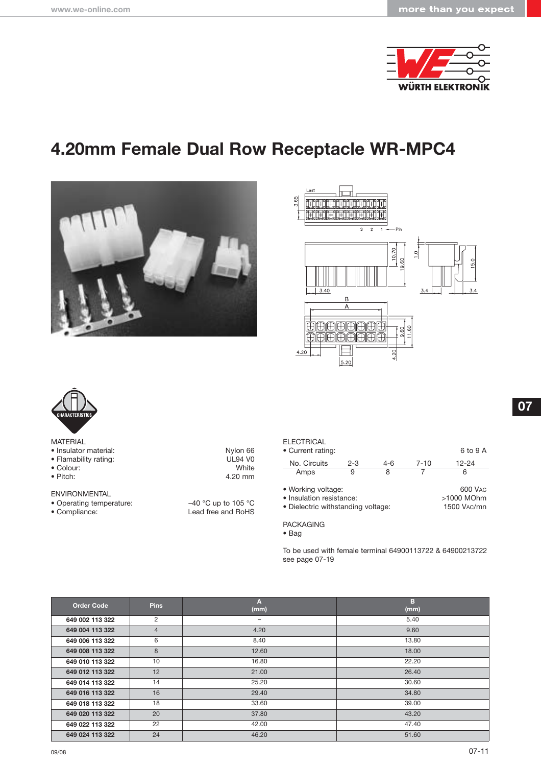# 4.20mm Female Dual Row Receptacle WR-MPC4

MATERIAL

- Insulator material: Nylon 66
- Flamability rating: UL94 V0
- Colour: White
- Pitch: 4.20 mm

ENVIRONMENTAL

- Operating temperature: –40 °C up to 105 °C
- Compliance: Lead free and RoHS

ELECTRICAL

- Current rating: 6 to 9 A

| No. Circuits | 2-3 | 4-6 | 7-10 | 12-24 |
|---|---|---|---|---|
| Amps | 9 | 8 | 7 | 6 |

- Working voltage: 600 VAC
- Insulation resistance: >1000 MOhm
- Dielectric withstanding voltage: 1500 VAC/mn

PACKAGING

- Bag

To be used with female terminal 64900113722 & 64900213722 see page 07-19

| Order Code | Pins | A (mm) | B (mm) |
|---|---|---|---|
| **649 002 113 322** | 2 | – | 5.40 |
| **649 004 113 322** | 4 | 4.20 | 9.60 |
| **649 006 113 322** | 6 | 8.40 | 13.80 |
| **649 008 113 322** | 8 | 12.60 | 18.00 |
| **649 010 113 322** | 10 | 16.80 | 22.20 |
| **649 012 113 322** | 12 | 21.00 | 26.40 |
| **649 014 113 322** | 14 | 25.20 | 30.60 |
| **649 016 113 322** | 16 | 29.40 | 34.80 |
| **649 018 113 322** | 18 | 33.60 | 39.00 |
| **649 020 113 322** | 20 | 37.80 | 43.20 |
| **649 022 113 322** | 22 | 42.00 | 47.40 |
| **649 024 113 322** | 24 | 46.20 | 51.60 |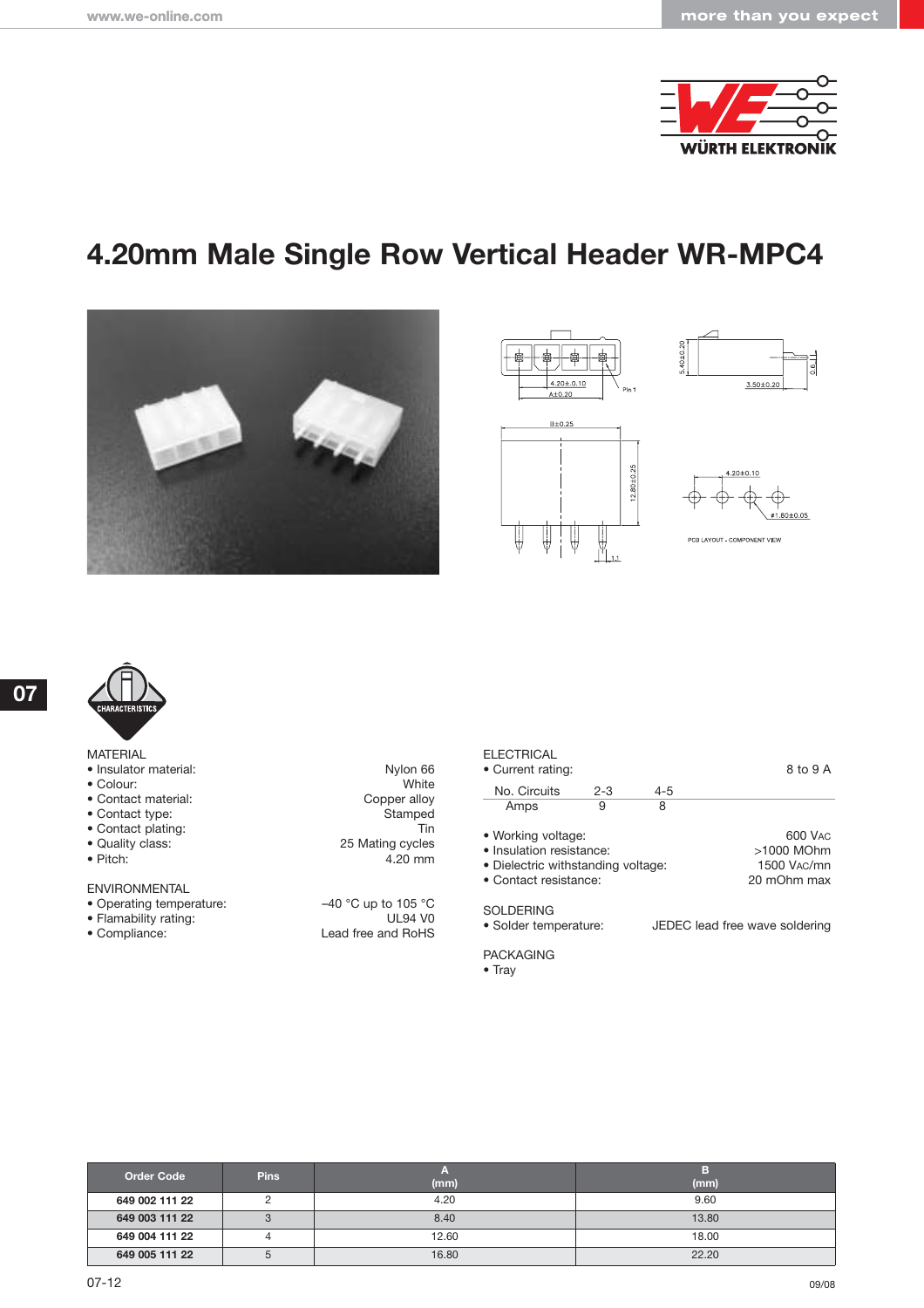# 4.20mm Male Single Row Vertical Header WR-MPC4

MATERIAL
- Insulator material: Nylon 66
- Colour: White
- Contact material: Copper alloy
- Contact type: Stamped
- Contact plating: Tin
- Quality class: 25 Mating cycles
- Pitch: 4.20 mm

ENVIRONMENTAL
- Operating temperature: –40 °C up to 105 °C
- Flamability rating: UL94 V0
- Compliance: Lead free and RoHS

ELECTRICAL
- Current rating: 8 to 9 A

| No. Circuits | 2-3 | 4-5 |
|---|---|---|
| Amps | 9 | 8 |

- Working voltage: 600 VAC
- Insulation resistance: >1000 MOhm
- Dielectric withstanding voltage: 1500 VAC/mn
- Contact resistance: 20 mOhm max

SOLDERING
- Solder temperature: JEDEC lead free wave soldering

PACKAGING
- Tray

| Order Code | Pins | A (mm) | B (mm) |
|---|---|---|---|
| **649 002 111 22** | 2 | 4.20 | 9.60 |
| **649 003 111 22** | 3 | 8.40 | 13.80 |
| **649 004 111 22** | 4 | 12.60 | 18.00 |
| **649 005 111 22** | 5 | 16.80 | 22.20 |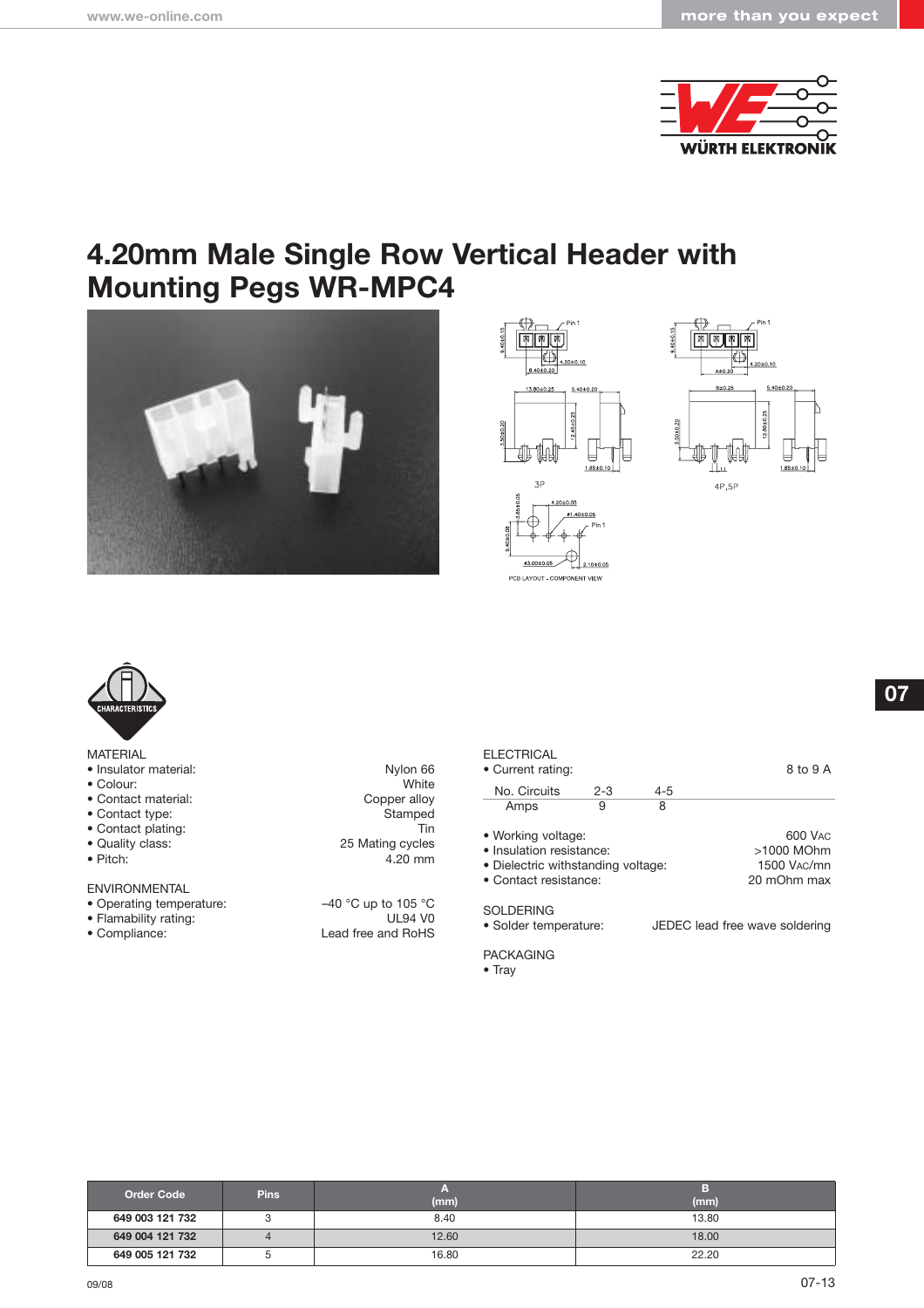# 4.20mm Male Single Row Vertical Header with Mounting Pegs WR-MPC4

CHARACTERISTICS

MATERIAL

- Insulator material: Nylon 66
- Colour: White
- Contact material: Copper alloy
- Contact type: Stamped
- Contact plating: Tin
- Quality class: 25 Mating cycles
- Pitch: 4.20 mm

ENVIRONMENTAL

- Operating temperature: –40 °C up to 105 °C
- Flamability rating: UL94 V0
- Compliance: Lead free and RoHS

ELECTRICAL

- Current rating: 8 to 9 A

| No. Circuits | 2-3 | 4-5 |
|---|---|---|
| Amps | 9 | 8 |

- Working voltage: 600 VAC
- Insulation resistance: >1000 MOhm
- Dielectric withstanding voltage: 1500 VAC/mn
- Contact resistance: 20 mOhm max

SOLDERING

- Solder temperature: JEDEC lead free wave soldering

PACKAGING

- Tray

| Order Code | Pins | A (mm) | B (mm) |
|---|---|---|---|
| **649 003 121 732** | 3 | 8.40 | 13.80 |
| **649 004 121 732** | 4 | 12.60 | 18.00 |
| **649 005 121 732** | 5 | 16.80 | 22.20 |

09/08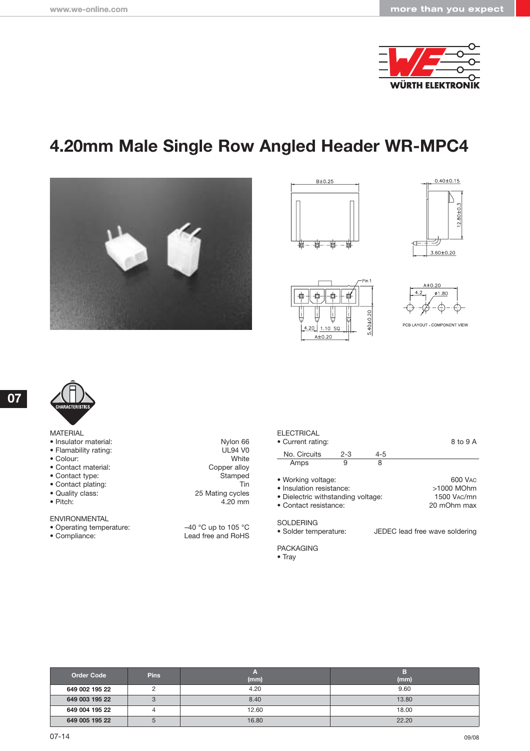# 4.20mm Male Single Row Angled Header WR-MPC4

MATERIAL

- Insulator material: Nylon 66
- Flamability rating: UL94 V0
- Colour: White
- Contact material: Copper alloy
- Contact type: Stamped
- Contact plating: Tin
- Quality class: 25 Mating cycles
- Pitch: 4.20 mm

ENVIRONMENTAL

- Operating temperature: –40 °C up to 105 °C
- Compliance: Lead free and RoHS

ELECTRICAL

- Current rating: 8 to 9 A

| No. Circuits | 2-3 | 4-5 |
|---|---|---|
| Amps | 9 | 8 |

- Working voltage: 600 VAC
- Insulation resistance: >1000 MOhm
- Dielectric withstanding voltage: 1500 VAC/mn
- Contact resistance: 20 mOhm max

SOLDERING

- Solder temperature: JEDEC lead free wave soldering

PACKAGING

- Tray

| Order Code | Pins | A (mm) | B (mm) |
|---|---|---|---|
| 649 002 195 22 | 2 | 4.20 | 9.60 |
| 649 003 195 22 | 3 | 8.40 | 13.80 |
| 649 004 195 22 | 4 | 12.60 | 18.00 |
| 649 005 195 22 | 5 | 16.80 | 22.20 |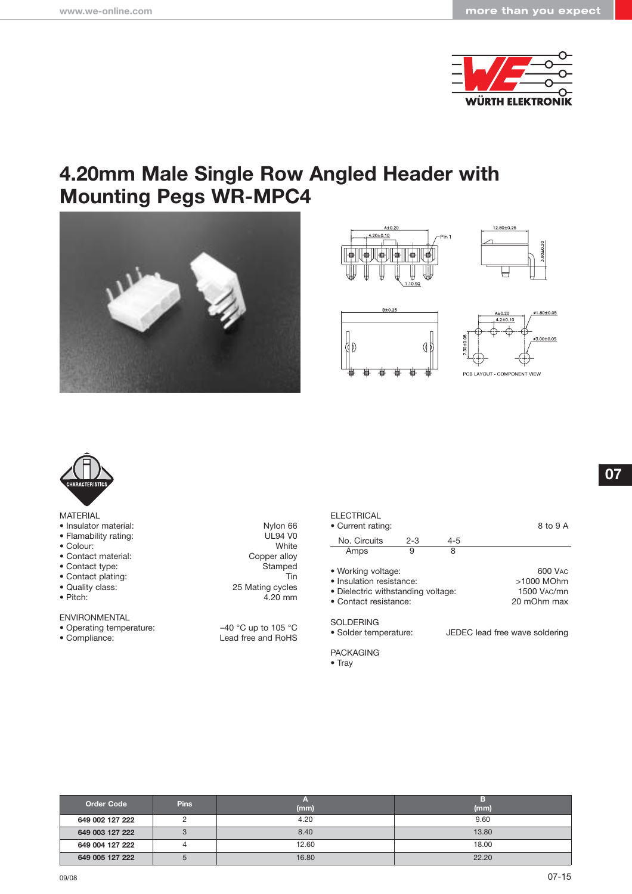# 4.20mm Male Single Row Angled Header with Mounting Pegs WR-MPC4

CHARACTERISTICS

MATERIAL

- Insulator material: Nylon 66
- Flamability rating: UL94 V0
- Colour: White
- Contact material: Copper alloy
- Contact type: Stamped
- Contact plating: Tin
- Quality class: 25 Mating cycles
- Pitch: 4.20 mm

ENVIRONMENTAL

- Operating temperature: –40 °C up to 105 °C
- Compliance: Lead free and RoHS

ELECTRICAL

- Current rating: 8 to 9 A

| No. Circuits | 2-3 | 4-5 |
|---|---|---|
| Amps | 9 | 8 |

- Working voltage: 600 VAC
- Insulation resistance: >1000 MOhm
- Dielectric withstanding voltage: 1500 VAC/mn
- Contact resistance: 20 mOhm max

SOLDERING

- Solder temperature: JEDEC lead free wave soldering

PACKAGING

- Tray

| Order Code | Pins | A (mm) | B (mm) |
|---|---|---|---|
| **649 002 127 222** | 2 | 4.20 | 9.60 |
| **649 003 127 222** | 3 | 8.40 | 13.80 |
| **649 004 127 222** | 4 | 12.60 | 18.00 |
| **649 005 127 222** | 5 | 16.80 | 22.20 |

09/08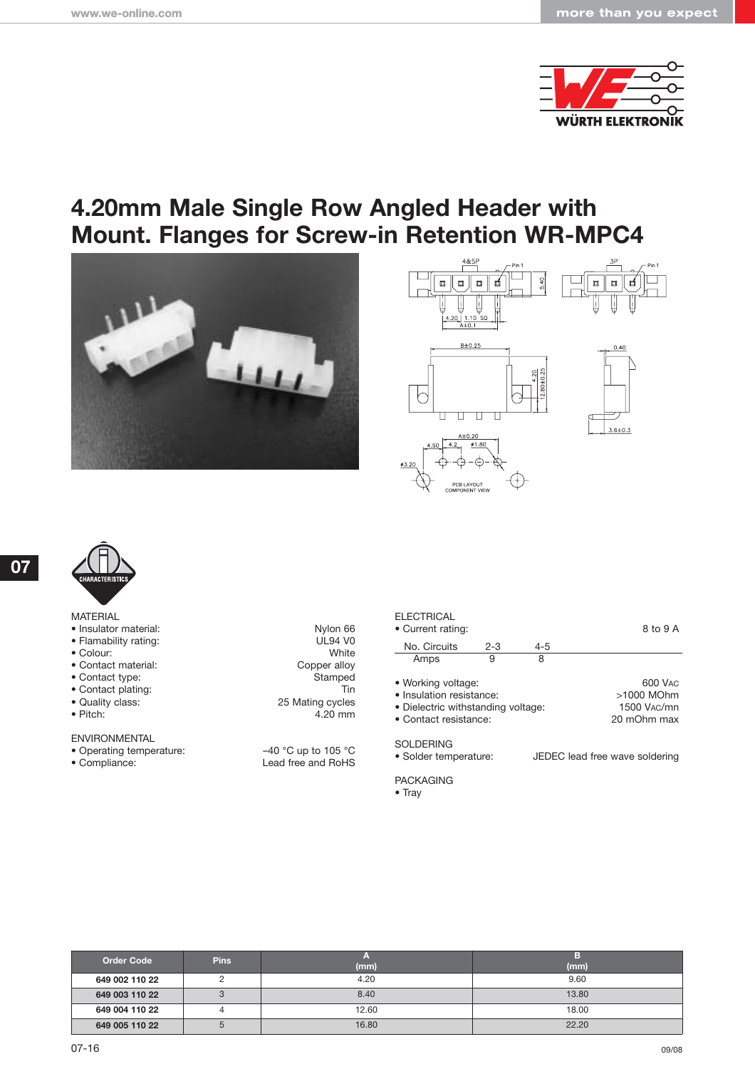# 4.20mm Male Single Row Angled Header with Mount. Flanges for Screw-in Retention WR-MPC4

## CHARACTERISTICS

**MATERIAL**

- Insulator material: Nylon 66
- Flamability rating: UL94 V0
- Colour: White
- Contact material: Copper alloy
- Contact type: Stamped
- Contact plating: Tin
- Quality class: 25 Mating cycles
- Pitch: 4.20 mm

**ENVIRONMENTAL**

- Operating temperature: –40 °C up to 105 °C
- Compliance: Lead free and RoHS

**ELECTRICAL**

- Current rating: 8 to 9 A

| No. Circuits | 2-3 | 4-5 |
|---|---|---|
| Amps | 9 | 8 |

- Working voltage: 600 VAC
- Insulation resistance: >1000 MOhm
- Dielectric withstanding voltage: 1500 VAC/mn
- Contact resistance: 20 mOhm max

**SOLDERING**

- Solder temperature: JEDEC lead free wave soldering

**PACKAGING**

- Tray

| Order Code | Pins | A (mm) | B (mm) |
|---|---|---|---|
| 649 002 110 22 | 2 | 4.20 | 9.60 |
| 649 003 110 22 | 3 | 8.40 | 13.80 |
| 649 004 110 22 | 4 | 12.60 | 18.00 |
| 649 005 110 22 | 5 | 16.80 | 22.20 |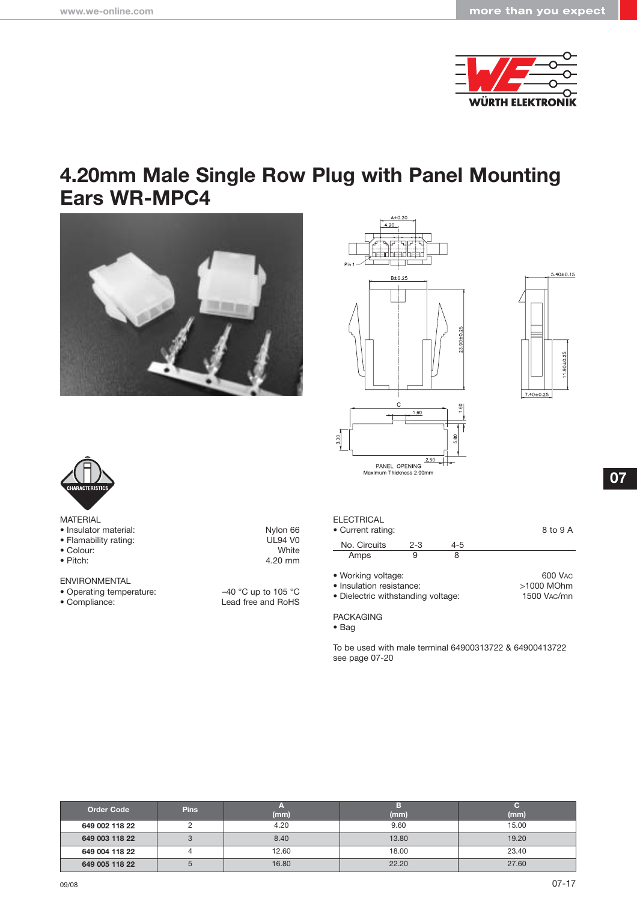# 4.20mm Male Single Row Plug with Panel Mounting Ears WR-MPC4

MATERIAL

- Insulator material: Nylon 66
- Flamability rating: UL94 V0
- Colour: White
- Pitch: 4.20 mm

ENVIRONMENTAL

- Operating temperature: –40 °C up to 105 °C
- Compliance: Lead free and RoHS

ELECTRICAL

- Current rating: 8 to 9 A

| No. Circuits | 2-3 | 4-5 |
|---|---|---|
| Amps | 9 | 8 |

- Working voltage: 600 VAC
- Insulation resistance: >1000 MOhm
- Dielectric withstanding voltage: 1500 VAC/mn

PACKAGING

- Bag

To be used with male terminal 64900313722 & 64900413722 see page 07-20

| Order Code | Pins | A (mm) | B (mm) | C (mm) |
|---|---|---|---|---|
| **649 002 118 22** | 2 | 4.20 | 9.60 | 15.00 |
| **649 003 118 22** | 3 | 8.40 | 13.80 | 19.20 |
| **649 004 118 22** | 4 | 12.60 | 18.00 | 23.40 |
| **649 005 118 22** | 5 | 16.80 | 22.20 | 27.60 |

09/08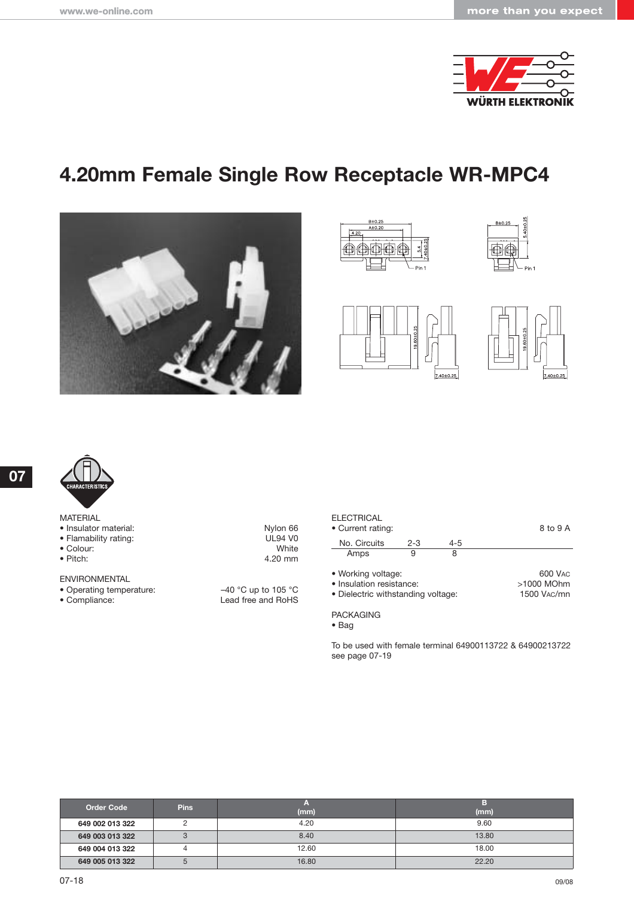# 4.20mm Female Single Row Receptacle WR-MPC4

CHARACTERISTICS

MATERIAL

- Insulator material: Nylon 66
- Flamability rating: UL94 V0
- Colour: White
- Pitch: 4.20 mm

ENVIRONMENTAL

- Operating temperature: –40 °C up to 105 °C
- Compliance: Lead free and RoHS

ELECTRICAL

- Current rating: 8 to 9 A

| No. Circuits | 2-3 | 4-5 |
|---|---|---|
| Amps | 9 | 8 |

- Working voltage: 600 VAC
- Insulation resistance: >1000 MOhm
- Dielectric withstanding voltage: 1500 VAC/mn

PACKAGING

- Bag

To be used with female terminal 64900113722 & 64900213722 see page 07-19

| Order Code | Pins | A (mm) | B (mm) |
|---|---|---|---|
| **649 002 013 322** | 2 | 4.20 | 9.60 |
| **649 003 013 322** | 3 | 8.40 | 13.80 |
| **649 004 013 322** | 4 | 12.60 | 18.00 |
| **649 005 013 322** | 5 | 16.80 | 22.20 |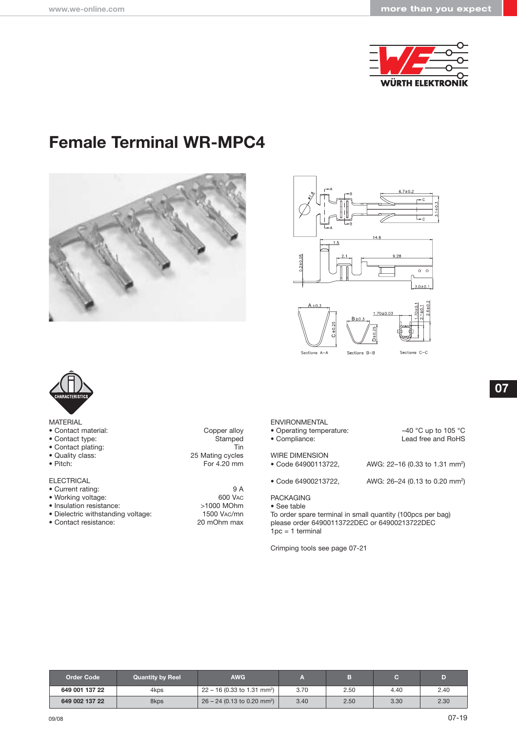# Female Terminal WR-MPC4

MATERIAL
- Contact material: Copper alloy
- Contact type: Stamped
- Contact plating: Tin
- Quality class: 25 Mating cycles
- Pitch: For 4.20 mm

ELECTRICAL
- Current rating: 9 A
- Working voltage: 600 VAC
- Insulation resistance: >1000 MOhm
- Dielectric withstanding voltage: 1500 VAC/mn
- Contact resistance: 20 mOhm max

ENVIRONMENTAL
- Operating temperature: –40 °C up to 105 °C
- Compliance: Lead free and RoHS

WIRE DIMENSION
- Code 64900113722, AWG: 22–16 (0.33 to 1.31 mm²)
- Code 64900213722, AWG: 26–24 (0.13 to 0.20 mm²)

PACKAGING
- See table

To order spare terminal in small quantity (100pcs per bag) please order 64900113722DEC or 64900213722DEC
1pc = 1 terminal

Crimping tools see page 07-21

| Order Code | Quantity by Reel | AWG | A | B | C | D |
|---|---|---|---|---|---|---|
| **649 001 137 22** | 4kps | 22 – 16 (0.33 to 1.31 mm²) | 3.70 | 2.50 | 4.40 | 2.40 |
| **649 002 137 22** | 8kps | 26 – 24 (0.13 to 0.20 mm²) | 3.40 | 2.50 | 3.30 | 2.30 |

09/08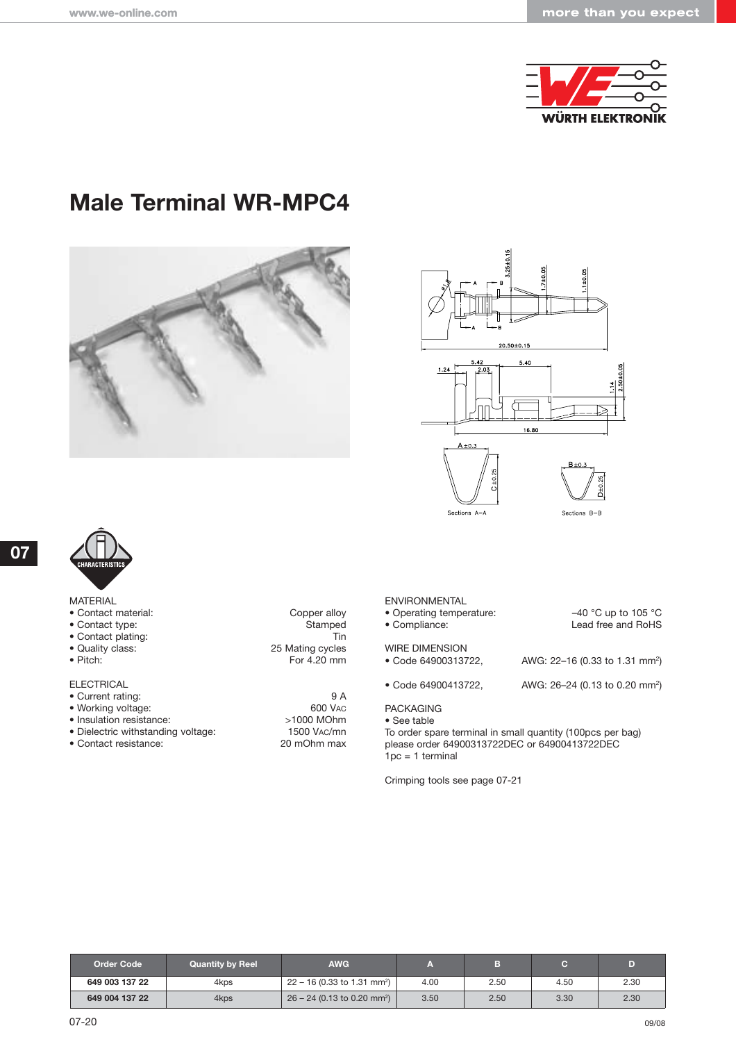# Male Terminal WR-MPC4

MATERIAL
- Contact material: Copper alloy
- Contact type: Stamped
- Contact plating: Tin
- Quality class: 25 Mating cycles
- Pitch: For 4.20 mm

ELECTRICAL
- Current rating: 9 A
- Working voltage: 600 VAC
- Insulation resistance: >1000 MOhm
- Dielectric withstanding voltage: 1500 VAC/mn
- Contact resistance: 20 mOhm max

ENVIRONMENTAL
- Operating temperature: –40 °C up to 105 °C
- Compliance: Lead free and RoHS

WIRE DIMENSION
- Code 64900313722, AWG: 22–16 (0.33 to 1.31 mm²)
- Code 64900413722, AWG: 26–24 (0.13 to 0.20 mm²)

PACKAGING
- See table

To order spare terminal in small quantity (100pcs per bag) please order 64900313722DEC or 64900413722DEC
1pc = 1 terminal

Crimping tools see page 07-21

| Order Code | Quantity by Reel | AWG | A | B | C | D |
|---|---|---|---|---|---|---|
| 649 003 137 22 | 4kps | 22 – 16 (0.33 to 1.31 mm²) | 4.00 | 2.50 | 4.50 | 2.30 |
| 649 004 137 22 | 4kps | 26 – 24 (0.13 to 0.20 mm²) | 3.50 | 2.50 | 3.30 | 2.30 |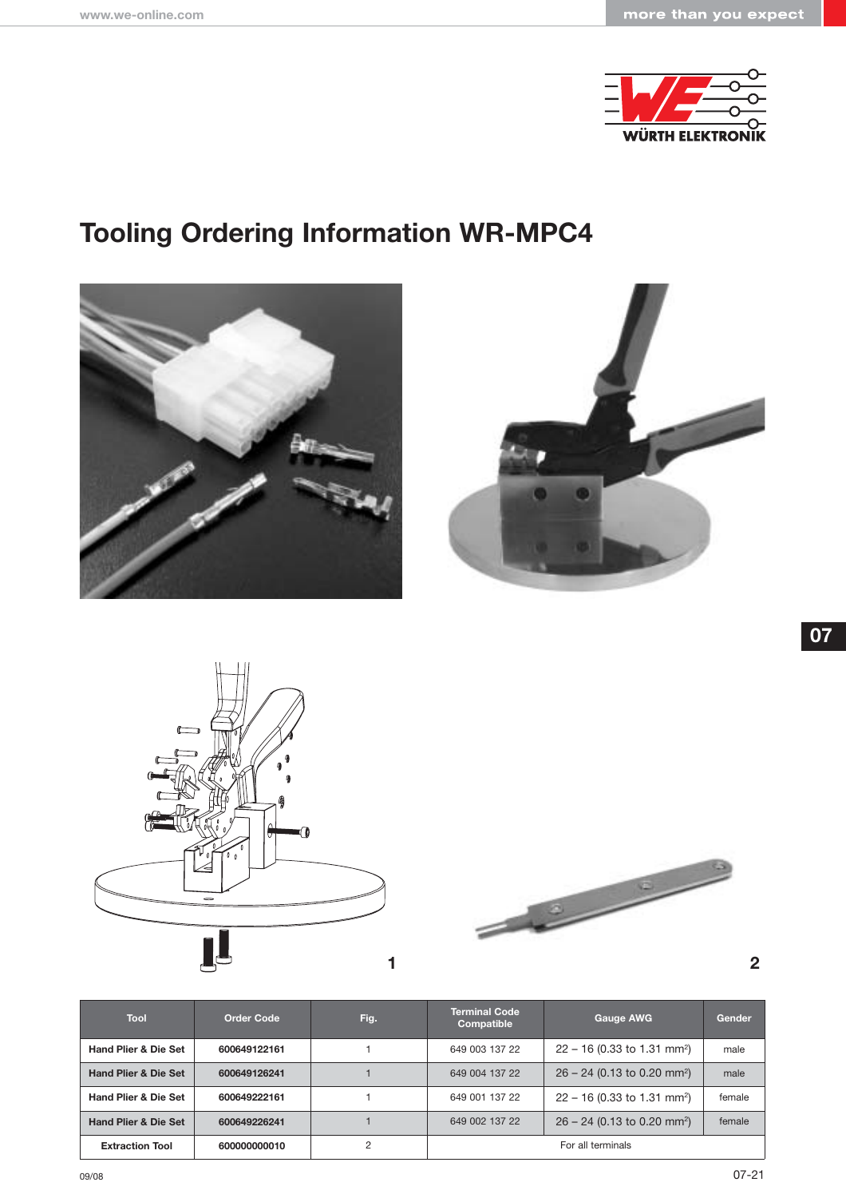# Tooling Ordering Information WR-MPC4

1

2

| Tool | Order Code | Fig. | Terminal Code Compatible | Gauge AWG | Gender |
|---|---|---|---|---|---|
| **Hand Plier & Die Set** | **600649122161** | 1 | 649 003 137 22 | 22 – 16 (0.33 to 1.31 mm²) | male |
| **Hand Plier & Die Set** | **600649126241** | 1 | 649 004 137 22 | 26 – 24 (0.13 to 0.20 mm²) | male |
| **Hand Plier & Die Set** | **600649222161** | 1 | 649 001 137 22 | 22 – 16 (0.33 to 1.31 mm²) | female |
| **Hand Plier & Die Set** | **600649226241** | 1 | 649 002 137 22 | 26 – 24 (0.13 to 0.20 mm²) | female |
| **Extraction Tool** | **600000000010** | 2 | For all terminals | | |

09/08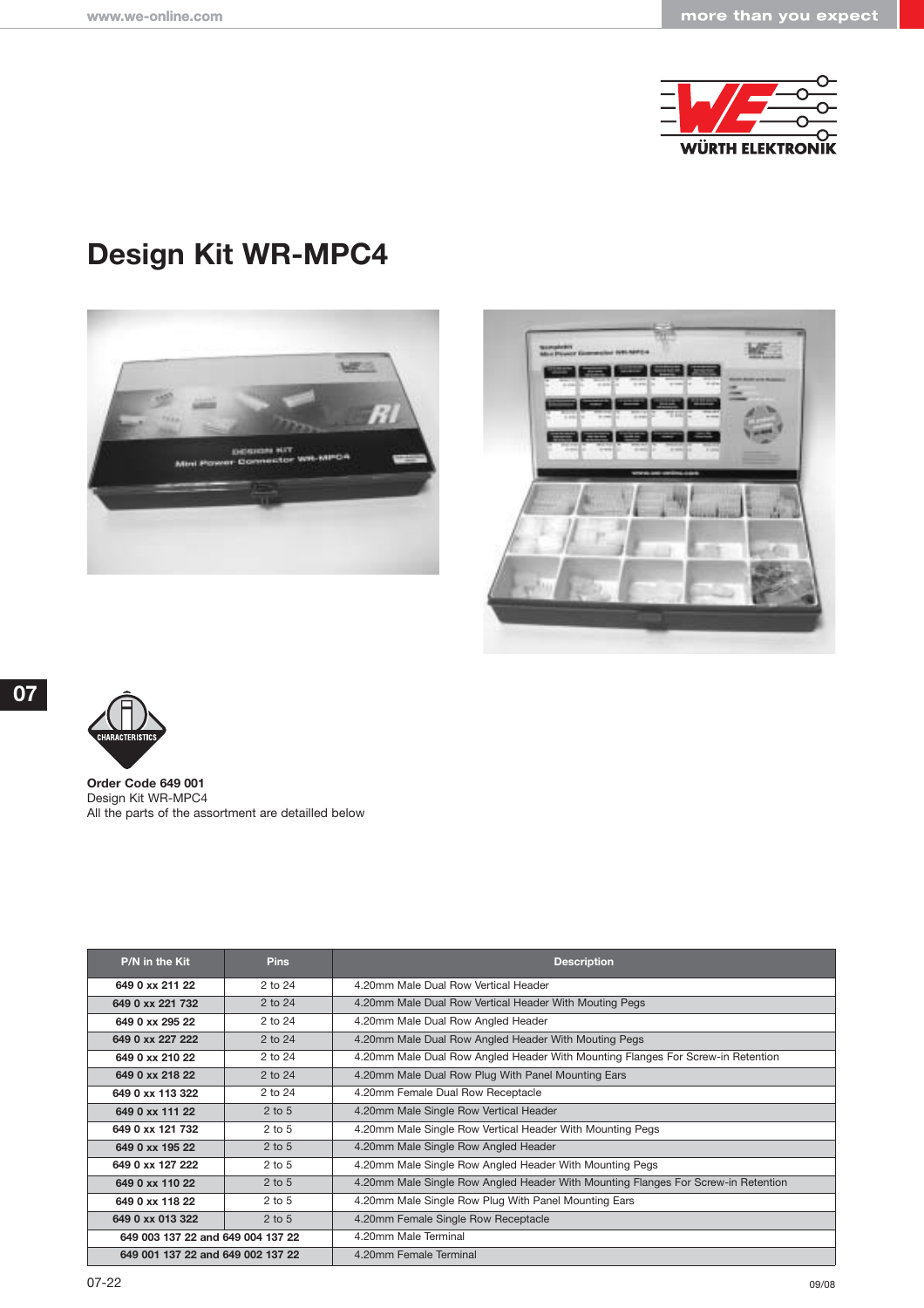# Design Kit WR-MPC4

**Order Code 649 001**
Design Kit WR-MPC4
All the parts of the assortment are detailled below

| P/N in the Kit | Pins | Description |
|---|---|---|
| **649 0 xx 211 22** | 2 to 24 | 4.20mm Male Dual Row Vertical Header |
| **649 0 xx 221 732** | 2 to 24 | 4.20mm Male Dual Row Vertical Header With Mouting Pegs |
| **649 0 xx 295 22** | 2 to 24 | 4.20mm Male Dual Row Angled Header |
| **649 0 xx 227 222** | 2 to 24 | 4.20mm Male Dual Row Angled Header With Mouting Pegs |
| **649 0 xx 210 22** | 2 to 24 | 4.20mm Male Dual Row Angled Header With Mounting Flanges For Screw-in Retention |
| **649 0 xx 218 22** | 2 to 24 | 4.20mm Male Dual Row Plug With Panel Mounting Ears |
| **649 0 xx 113 322** | 2 to 24 | 4.20mm Female Dual Row Receptacle |
| **649 0 xx 111 22** | 2 to 5 | 4.20mm Male Single Row Vertical Header |
| **649 0 xx 121 732** | 2 to 5 | 4.20mm Male Single Row Vertical Header With Mounting Pegs |
| **649 0 xx 195 22** | 2 to 5 | 4.20mm Male Single Row Angled Header |
| **649 0 xx 127 222** | 2 to 5 | 4.20mm Male Single Row Angled Header With Mounting Pegs |
| **649 0 xx 110 22** | 2 to 5 | 4.20mm Male Single Row Angled Header With Mounting Flanges For Screw-in Retention |
| **649 0 xx 118 22** | 2 to 5 | 4.20mm Male Single Row Plug With Panel Mounting Ears |
| **649 0 xx 013 322** | 2 to 5 | 4.20mm Female Single Row Receptacle |
| **649 003 137 22 and 649 004 137 22** | | 4.20mm Male Terminal |
| **649 001 137 22 and 649 002 137 22** | | 4.20mm Female Terminal |